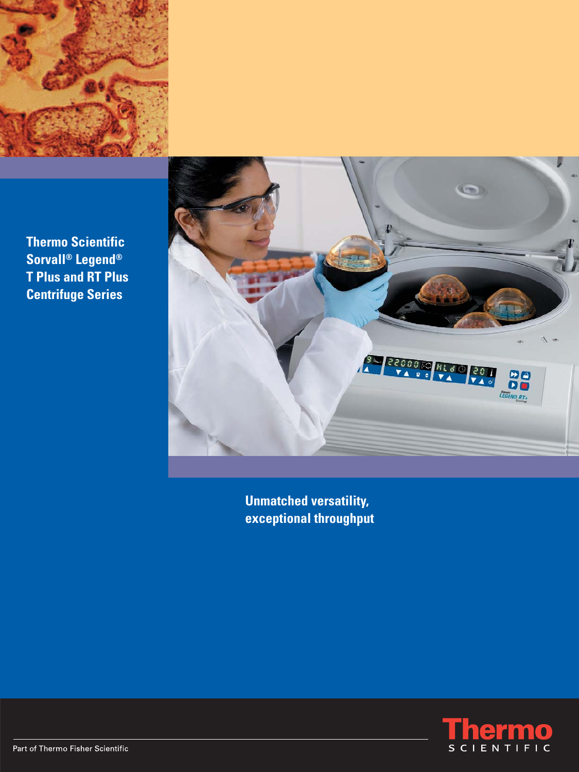# Thermo Scientific Sorvall® Legend® T Plus and RT Plus Centrifuge Series

## Unmatched versatility, exceptional throughput

Part of Thermo Fisher Scientific

Thermo SCIENTIFIC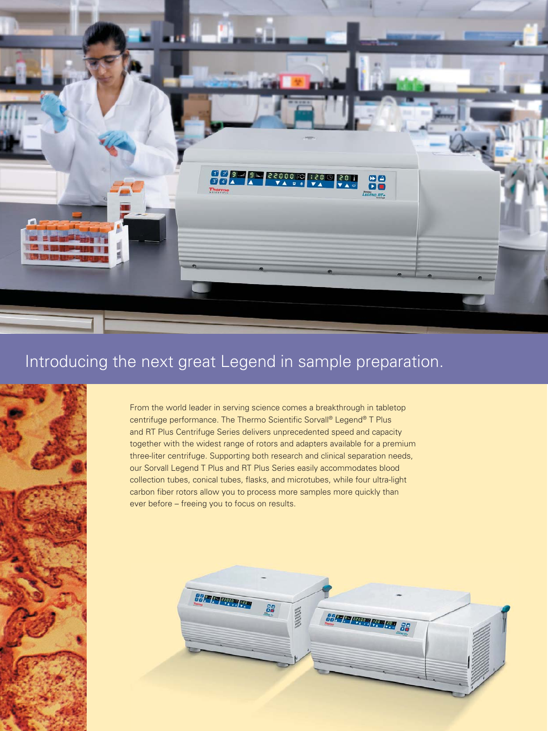## Introducing the next great Legend in sample preparation.

From the world leader in serving science comes a breakthrough in tabletop centrifuge performance. The Thermo Scientific Sorvall® Legend® T Plus and RT Plus Centrifuge Series delivers unprecedented speed and capacity together with the widest range of rotors and adapters available for a premium three-liter centrifuge. Supporting both research and clinical separation needs, our Sorvall Legend T Plus and RT Plus Series easily accommodates blood collection tubes, conical tubes, flasks, and microtubes, while four ultra-light carbon fiber rotors allow you to process more samples more quickly than ever before – freeing you to focus on results.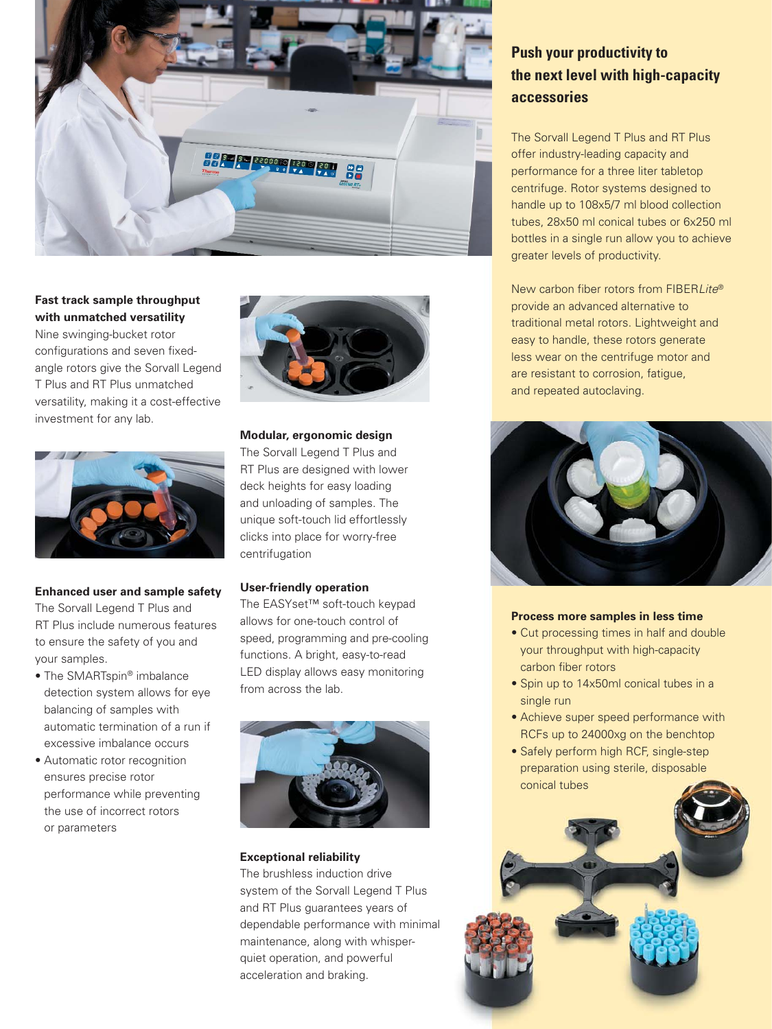## Fast track sample throughput with unmatched versatility

Nine swinging-bucket rotor configurations and seven fixed-angle rotors give the Sorvall Legend T Plus and RT Plus unmatched versatility, making it a cost-effective investment for any lab.

## Enhanced user and sample safety

The Sorvall Legend T Plus and RT Plus include numerous features to ensure the safety of you and your samples.

- The SMARTspin® imbalance detection system allows for eye balancing of samples with automatic termination of a run if excessive imbalance occurs
- Automatic rotor recognition ensures precise rotor performance while preventing the use of incorrect rotors or parameters

## Modular, ergonomic design

The Sorvall Legend T Plus and RT Plus are designed with lower deck heights for easy loading and unloading of samples. The unique soft-touch lid effortlessly clicks into place for worry-free centrifugation

## User-friendly operation

The EASYset™ soft-touch keypad allows for one-touch control of speed, programming and pre-cooling functions. A bright, easy-to-read LED display allows easy monitoring from across the lab.

## Exceptional reliability

The brushless induction drive system of the Sorvall Legend T Plus and RT Plus guarantees years of dependable performance with minimal maintenance, along with whisper-quiet operation, and powerful acceleration and braking.

## Push your productivity to the next level with high-capacity accessories

The Sorvall Legend T Plus and RT Plus offer industry-leading capacity and performance for a three liter tabletop centrifuge. Rotor systems designed to handle up to 108x5/7 ml blood collection tubes, 28x50 ml conical tubes or 6x250 ml bottles in a single run allow you to achieve greater levels of productivity.

New carbon fiber rotors from FIBER*Lite*® provide an advanced alternative to traditional metal rotors. Lightweight and easy to handle, these rotors generate less wear on the centrifuge motor and are resistant to corrosion, fatigue, and repeated autoclaving.

## Process more samples in less time

- Cut processing times in half and double your throughput with high-capacity carbon fiber rotors
- Spin up to 14x50ml conical tubes in a single run
- Achieve super speed performance with RCFs up to 24000xg on the benchtop
- Safely perform high RCF, single-step preparation using sterile, disposable conical tubes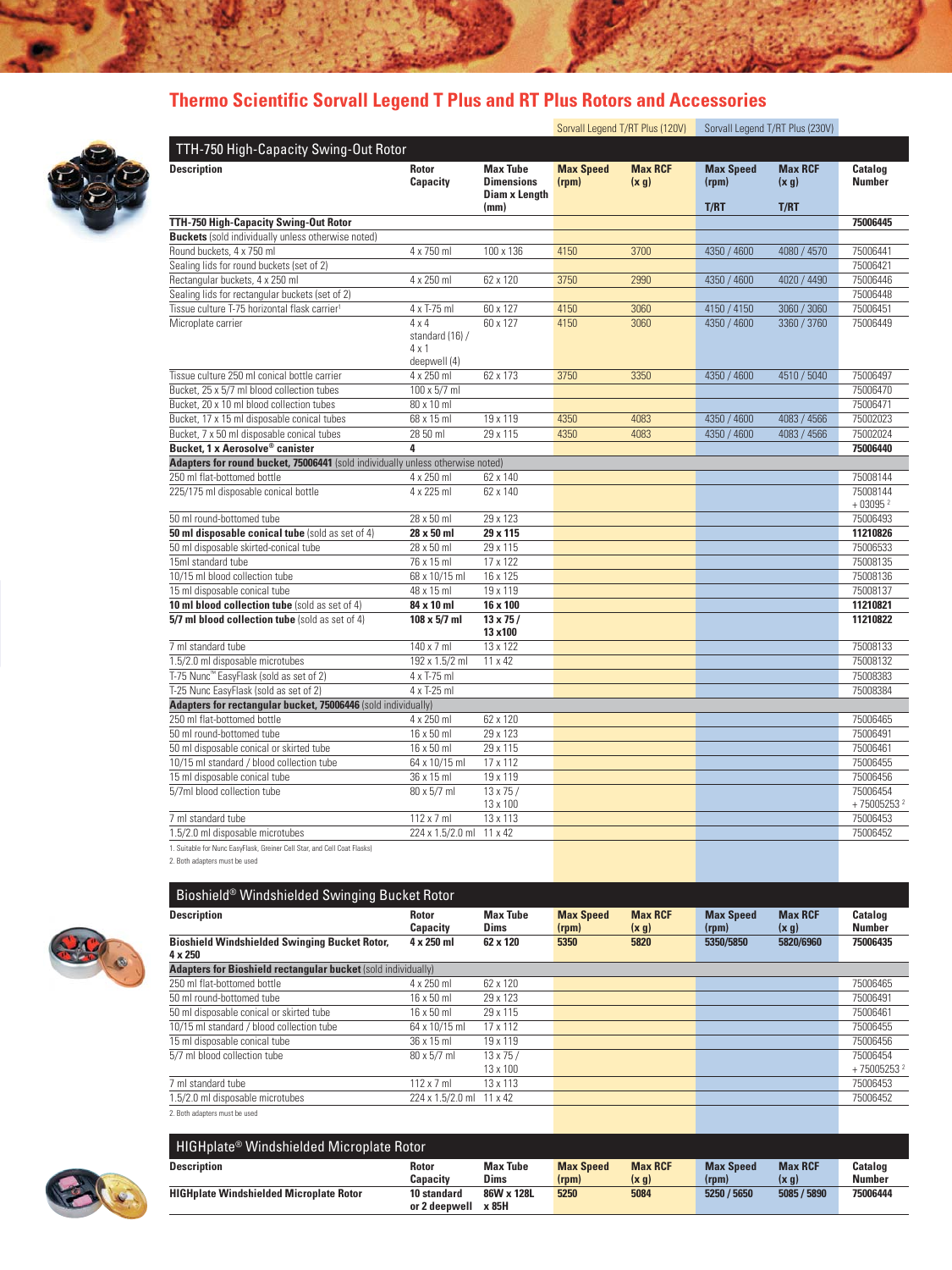# Thermo Scientific Sorvall Legend T Plus and RT Plus Rotors and Accessories

## TTH-750 High-Capacity Swing-Out Rotor

| Description | Rotor Capacity | Max Tube Dimensions Diam x Length (mm) | Sorvall Legend T/RT Plus (120V) Max Speed (rpm) | Sorvall Legend T/RT Plus (120V) Max RCF (x g) | Sorvall Legend T/RT Plus (230V) Max Speed (rpm) T/RT | Sorvall Legend T/RT Plus (230V) Max RCF (x g) T/RT | Catalog Number |
|---|---|---|---|---|---|---|---|
| **TTH-750 High-Capacity Swing-Out Rotor** | | | | | | | **75006445** |
| **Buckets** (sold individually unless otherwise noted) | | | | | | | |
| Round buckets, 4 x 750 ml | 4 x 750 ml | 100 x 136 | 4150 | 3700 | 4350 / 4600 | 4080 / 4570 | 75006441 |
| Sealing lids for round buckets (set of 2) | | | | | | | 75006421 |
| Rectangular buckets, 4 x 250 ml | 4 x 250 ml | 62 x 120 | 3750 | 2990 | 4350 / 4600 | 4020 / 4490 | 75006446 |
| Sealing lids for rectangular buckets (set of 2) | | | | | | | 75006448 |
| Tissue culture T-75 horizontal flask carrier[1] | 4 x T-75 ml | 60 x 127 | 4150 | 3060 | 4150 / 4150 | 3060 / 3060 | 75006451 |
| Microplate carrier | 4 x 4 standard (16) / 4 x 1 deepwell (4) | 60 x 127 | 4150 | 3060 | 4350 / 4600 | 3360 / 3760 | 75006449 |
| Tissue culture 250 ml conical bottle carrier | 4 x 250 ml | 62 x 173 | 3750 | 3350 | 4350 / 4600 | 4510 / 5040 | 75006497 |
| Bucket, 25 x 5/7 ml blood collection tubes | 100 x 5/7 ml | | | | | | 75006470 |
| Bucket, 20 x 10 ml blood collection tubes | 80 x 10 ml | | | | | | 75006471 |
| Bucket, 17 x 15 ml disposable conical tubes | 68 x 15 ml | 19 x 119 | 4350 | 4083 | 4350 / 4600 | 4083 / 4566 | 75002023 |
| Bucket, 7 x 50 ml disposable conical tubes | 28 50 ml | 29 x 115 | 4350 | 4083 | 4350 / 4600 | 4083 / 4566 | 75002024 |
| **Bucket, 1 x Aerosolve® canister** | **4** | | | | | | **75006440** |
| **Adapters for round bucket, 75006441** (sold individually unless otherwise noted) | | | | | | | |
| 250 ml flat-bottomed bottle | 4 x 250 ml | 62 x 140 | | | | | 75008144 |
| 225/175 ml disposable conical bottle | 4 x 225 ml | 62 x 140 | | | | | 75008144 + 03095 [2] |
| 50 ml round-bottomed tube | 28 x 50 ml | 29 x 123 | | | | | 75006493 |
| **50 ml disposable conical tube** (sold as set of 4) | **28 x 50 ml** | **29 x 115** | | | | | **11210826** |
| 50 ml disposable skirted-conical tube | 28 x 50 ml | 29 x 115 | | | | | 75006533 |
| 15ml standard tube | 76 x 15 ml | 17 x 122 | | | | | 75008135 |
| 10/15 ml blood collection tube | 68 x 10/15 ml | 16 x 125 | | | | | 75008136 |
| 15 ml disposable conical tube | 48 x 15 ml | 19 x 119 | | | | | 75008137 |
| **10 ml blood collection tube** (sold as set of 4) | **84 x 10 ml** | **16 x 100** | | | | | **11210821** |
| **5/7 ml blood collection tube** (sold as set of 4) | **108 x 5/7 ml** | **13 x 75 / 13 x100** | | | | | **11210822** |
| 7 ml standard tube | 140 x 7 ml | 13 x 122 | | | | | 75008133 |
| 1.5/2.0 ml disposable microtubes | 192 x 1.5/2 ml | 11 x 42 | | | | | 75008132 |
| T-75 Nunc™ EasyFlask (sold as set of 2) | 4 x T-75 ml | | | | | | 75008383 |
| T-25 Nunc EasyFlask (sold as set of 2) | 4 x T-25 ml | | | | | | 75008384 |
| **Adapters for rectangular bucket, 75006446** (sold individually) | | | | | | | |
| 250 ml flat-bottomed bottle | 4 x 250 ml | 62 x 120 | | | | | 75006465 |
| 50 ml round-bottomed tube | 16 x 50 ml | 29 x 123 | | | | | 75006491 |
| 50 ml disposable conical or skirted tube | 16 x 50 ml | 29 x 115 | | | | | 75006461 |
| 10/15 ml standard / blood collection tube | 64 x 10/15 ml | 17 x 112 | | | | | 75006455 |
| 15 ml disposable conical tube | 36 x 15 ml | 19 x 119 | | | | | 75006456 |
| 5/7ml blood collection tube | 80 x 5/7 ml | 13 x 75 / 13 x 100 | | | | | 75006454 + 75005253 [2] |
| 7 ml standard tube | 112 x 7 ml | 13 x 113 | | | | | 75006453 |
| 1.5/2.0 ml disposable microtubes | 224 x 1.5/2.0 ml | 11 x 42 | | | | | 75006452 |

1. Suitable for Nunc EasyFlask, Greiner Cell Star, and Cell Coat Flasks|
2. Both adapters must be used

## Bioshield® Windshielded Swinging Bucket Rotor

| Description | Rotor Capacity | Max Tube Dims | Max Speed (rpm) | Max RCF (x g) | Max Speed (rpm) | Max RCF (x g) | Catalog Number |
|---|---|---|---|---|---|---|---|
| **Bioshield Windshielded Swinging Bucket Rotor, 4 x 250** | **4 x 250 ml** | **62 x 120** | **5350** | **5820** | **5350/5850** | **5820/6960** | **75006435** |
| **Adapters for Bioshield rectangular bucket** (sold individually) | | | | | | | |
| 250 ml flat-bottomed bottle | 4 x 250 ml | 62 x 120 | | | | | 75006465 |
| 50 ml round-bottomed tube | 16 x 50 ml | 29 x 123 | | | | | 75006491 |
| 50 ml disposable conical or skirted tube | 16 x 50 ml | 29 x 115 | | | | | 75006461 |
| 10/15 ml standard / blood collection tube | 64 x 10/15 ml | 17 x 112 | | | | | 75006455 |
| 15 ml disposable conical tube | 36 x 15 ml | 19 x 119 | | | | | 75006456 |
| 5/7 ml blood collection tube | 80 x 5/7 ml | 13 x 75 / 13 x 100 | | | | | 75006454 + 75005253 [2] |
| 7 ml standard tube | 112 x 7 ml | 13 x 113 | | | | | 75006453 |
| 1.5/2.0 ml disposable microtubes | 224 x 1.5/2.0 ml | 11 x 42 | | | | | 75006452 |

2. Both adapters must be used

## HIGHplate® Windshielded Microplate Rotor

| Description | Rotor Capacity | Max Tube Dims | Max Speed (rpm) | Max RCF (x g) | Max Speed (rpm) | Max RCF (x g) | Catalog Number |
|---|---|---|---|---|---|---|---|
| **HIGHplate Windshielded Microplate Rotor** | **10 standard or 2 deepwell** | **86W x 128L x 85H** | **5250** | **5084** | **5250 / 5650** | **5085 / 5890** | **75006444** |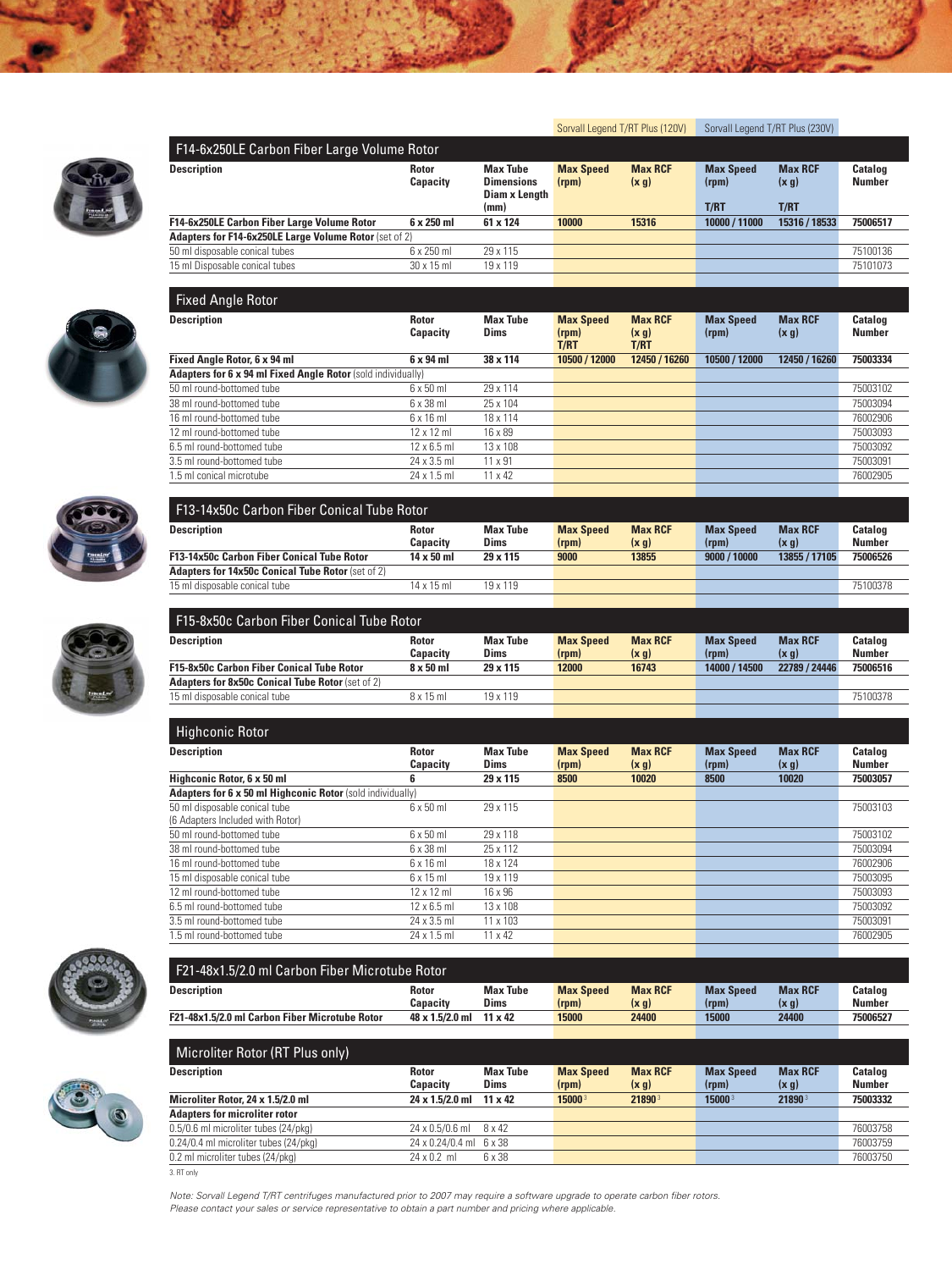| | | | Sorvall Legend T/RT Plus (120V) | | Sorvall Legend T/RT Plus (230V) | | |
|---|---|---|---|---|---|---|---|

## F14-6x250LE Carbon Fiber Large Volume Rotor

| Description | Rotor Capacity | Max Tube Dimensions Diam x Length (mm) | Max Speed (rpm) | Max RCF (x g) | Max Speed (rpm) T/RT | Max RCF (x g) T/RT | Catalog Number |
|---|---|---|---|---|---|---|---|
| **F14-6x250LE Carbon Fiber Large Volume Rotor** | **6 x 250 ml** | **61 x 124** | **10000** | **15316** | **10000 / 11000** | **15316 / 18533** | **75006517** |
| **Adapters for F14-6x250LE Large Volume Rotor** (set of 2) | | | | | | | |
| 50 ml disposable conical tubes | 6 x 250 ml | 29 x 115 | | | | | 75100136 |
| 15 ml Disposable conical tubes | 30 x 15 ml | 19 x 119 | | | | | 75101073 |

## Fixed Angle Rotor

| Description | Rotor Capacity | Max Tube Dims | Max Speed (rpm) T/RT | Max RCF (x g) T/RT | Max Speed (rpm) | Max RCF (x g) | Catalog Number |
|---|---|---|---|---|---|---|---|
| **Fixed Angle Rotor, 6 x 94 ml** | **6 x 94 ml** | **38 x 114** | **10500 / 12000** | **12450 / 16260** | **10500 / 12000** | **12450 / 16260** | **75003334** |
| **Adapters for 6 x 94 ml Fixed Angle Rotor** (sold individually) | | | | | | | |
| 50 ml round-bottomed tube | 6 x 50 ml | 29 x 114 | | | | | 75003102 |
| 38 ml round-bottomed tube | 6 x 38 ml | 25 x 104 | | | | | 75003094 |
| 16 ml round-bottomed tube | 6 x 16 ml | 18 x 114 | | | | | 76002906 |
| 12 ml round-bottomed tube | 12 x 12 ml | 16 x 89 | | | | | 75003093 |
| 6.5 ml round-bottomed tube | 12 x 6.5 ml | 13 x 108 | | | | | 75003092 |
| 3.5 ml round-bottomed tube | 24 x 3.5 ml | 11 x 91 | | | | | 75003091 |
| 1.5 ml conical microtube | 24 x 1.5 ml | 11 x 42 | | | | | 76002905 |

## F13-14x50c Carbon Fiber Conical Tube Rotor

| Description | Rotor Capacity | Max Tube Dims | Max Speed (rpm) | Max RCF (x g) | Max Speed (rpm) | Max RCF (x g) | Catalog Number |
|---|---|---|---|---|---|---|---|
| **F13-14x50c Carbon Fiber Conical Tube Rotor** | **14 x 50 ml** | **29 x 115** | **9000** | **13855** | **9000 / 10000** | **13855 / 17105** | **75006526** |
| **Adapters for 14x50c Conical Tube Rotor** (set of 2) | | | | | | | |
| 15 ml disposable conical tube | 14 x 15 ml | 19 x 119 | | | | | 75100378 |

## F15-8x50c Carbon Fiber Conical Tube Rotor

| Description | Rotor Capacity | Max Tube Dims | Max Speed (rpm) | Max RCF (x g) | Max Speed (rpm) | Max RCF (x g) | Catalog Number |
|---|---|---|---|---|---|---|---|
| **F15-8x50c Carbon Fiber Conical Tube Rotor** | **8 x 50 ml** | **29 x 115** | **12000** | **16743** | **14000 / 14500** | **22789 / 24446** | **75006516** |
| **Adapters for 8x50c Conical Tube Rotor** (set of 2) | | | | | | | |
| 15 ml disposable conical tube | 8 x 15 ml | 19 x 119 | | | | | 75100378 |

## Highconic Rotor

| Description | Rotor Capacity | Max Tube Dims | Max Speed (rpm) | Max RCF (x g) | Max Speed (rpm) | Max RCF (x g) | Catalog Number |
|---|---|---|---|---|---|---|---|
| **Highconic Rotor, 6 x 50 ml** | **6** | **29 x 115** | **8500** | **10020** | **8500** | **10020** | **75003057** |
| **Adapters for 6 x 50 ml Highconic Rotor** (sold individually) | | | | | | | |
| 50 ml disposable conical tube (6 Adapters Included with Rotor) | 6 x 50 ml | 29 x 115 | | | | | 75003103 |
| 50 ml round-bottomed tube | 6 x 50 ml | 29 x 118 | | | | | 75003102 |
| 38 ml round-bottomed tube | 6 x 38 ml | 25 x 112 | | | | | 75003094 |
| 16 ml round-bottomed tube | 6 x 16 ml | 18 x 124 | | | | | 76002906 |
| 15 ml disposable conical tube | 6 x 15 ml | 19 x 119 | | | | | 75003095 |
| 12 ml round-bottomed tube | 12 x 12 ml | 16 x 96 | | | | | 75003093 |
| 6.5 ml round-bottomed tube | 12 x 6.5 ml | 13 x 108 | | | | | 75003092 |
| 3.5 ml round-bottomed tube | 24 x 3.5 ml | 11 x 103 | | | | | 75003091 |
| 1.5 ml round-bottomed tube | 24 x 1.5 ml | 11 x 42 | | | | | 76002905 |

## F21-48x1.5/2.0 ml Carbon Fiber Microtube Rotor

| Description | Rotor Capacity | Max Tube Dims | Max Speed (rpm) | Max RCF (x g) | Max Speed (rpm) | Max RCF (x g) | Catalog Number |
|---|---|---|---|---|---|---|---|
| **F21-48x1.5/2.0 ml Carbon Fiber Microtube Rotor** | **48 x 1.5/2.0 ml** | **11 x 42** | **15000** | **24400** | **15000** | **24400** | **75006527** |

## Microliter Rotor (RT Plus only)

| Description | Rotor Capacity | Max Tube Dims | Max Speed (rpm) | Max RCF (x g) | Max Speed (rpm) | Max RCF (x g) | Catalog Number |
|---|---|---|---|---|---|---|---|
| **Microliter Rotor, 24 x 1.5/2.0 ml** | **24 x 1.5/2.0 ml** | **11 x 42** | **15000** [3] | **21890** [3] | **15000** [3] | **21890** [3] | **75003332** |
| **Adapters for microliter rotor** | | | | | | | |
| 0.5/0.6 ml microliter tubes (24/pkg) | 24 x 0.5/0.6 ml | 8 x 42 | | | | | 76003758 |
| 0.24/0.4 ml microliter tubes (24/pkg) | 24 x 0.24/0.4 ml | 6 x 38 | | | | | 76003759 |
| 0.2 ml microliter tubes (24/pkg) | 24 x 0.2 ml | 6 x 38 | | | | | 76003750 |

3. RT only

*Note: Sorvall Legend T/RT centrifuges manufactured prior to 2007 may require a software upgrade to operate carbon fiber rotors. Please contact your sales or service representative to obtain a part number and pricing where applicable.*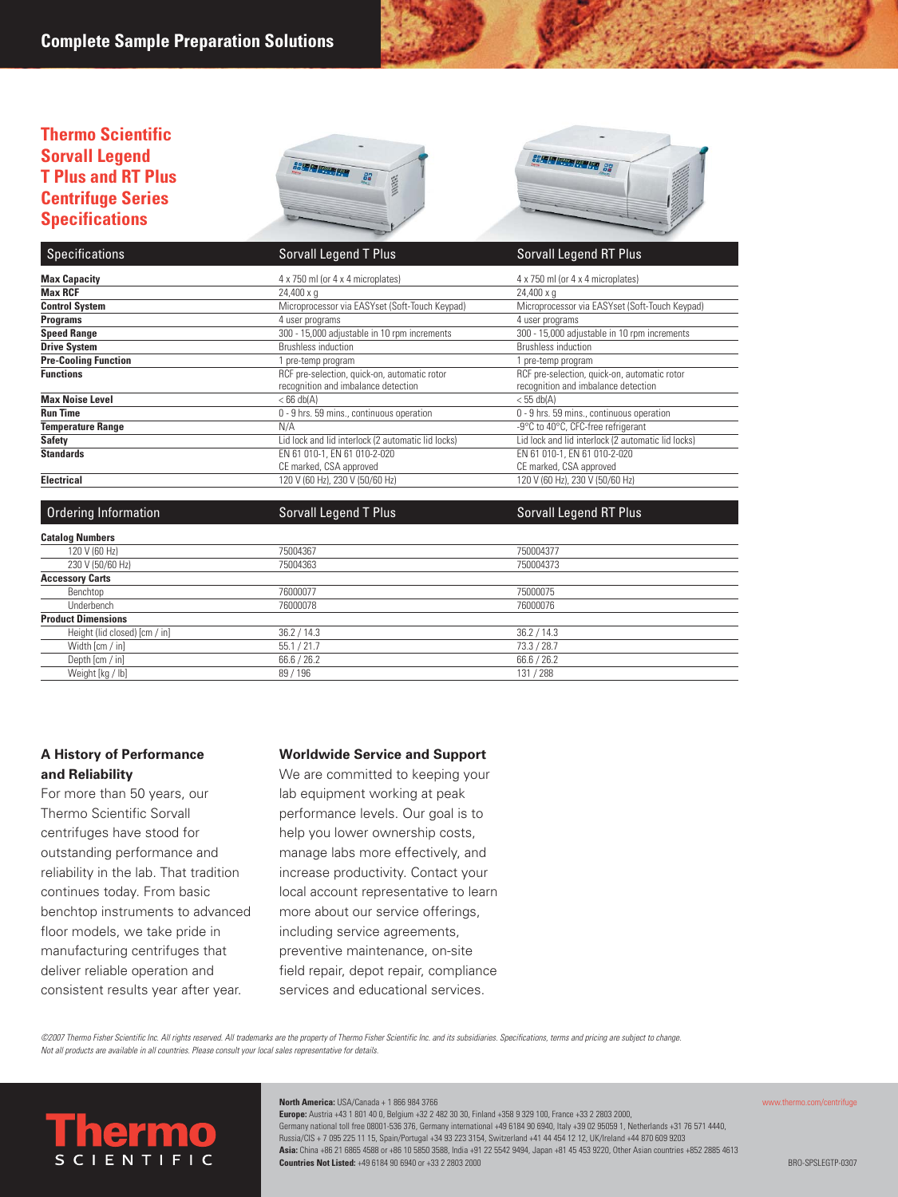## Complete Sample Preparation Solutions

# Thermo Scientific Sorvall Legend T Plus and RT Plus Centrifuge Series Specifications

| Specifications | Sorvall Legend T Plus | Sorvall Legend RT Plus |
|---|---|---|
| **Max Capacity** | 4 x 750 ml (or 4 x 4 microplates) | 4 x 750 ml (or 4 x 4 microplates) |
| **Max RCF** | 24,400 x g | 24,400 x g |
| **Control System** | Microprocessor via EASYset (Soft-Touch Keypad) | Microprocessor via EASYset (Soft-Touch Keypad) |
| **Programs** | 4 user programs | 4 user programs |
| **Speed Range** | 300 - 15,000 adjustable in 10 rpm increments | 300 - 15,000 adjustable in 10 rpm increments |
| **Drive System** | Brushless induction | Brushless induction |
| **Pre-Cooling Function** | 1 pre-temp program | 1 pre-temp program |
| **Functions** | RCF pre-selection, quick-on, automatic rotor recognition and imbalance detection | RCF pre-selection, quick-on, automatic rotor recognition and imbalance detection |
| **Max Noise Level** | < 66 db(A) | < 55 db(A) |
| **Run Time** | 0 - 9 hrs. 59 mins., continuous operation | 0 - 9 hrs. 59 mins., continuous operation |
| **Temperature Range** | N/A | -9°C to 40°C, CFC-free refrigerant |
| **Safety** | Lid lock and lid interlock (2 automatic lid locks) | Lid lock and lid interlock (2 automatic lid locks) |
| **Standards** | EN 61 010-1, EN 61 010-2-020 CE marked, CSA approved | EN 61 010-1, EN 61 010-2-020 CE marked, CSA approved |
| **Electrical** | 120 V (60 Hz), 230 V (50/60 Hz) | 120 V (60 Hz), 230 V (50/60 Hz) |

| Ordering Information | Sorvall Legend T Plus | Sorvall Legend RT Plus |
|---|---|---|
| **Catalog Numbers** | | |
| 120 V (60 Hz) | 75004367 | 750004377 |
| 230 V (50/60 Hz) | 75004363 | 750004373 |
| **Accessory Carts** | | |
| Benchtop | 76000077 | 75000075 |
| Underbench | 76000078 | 76000076 |
| **Product Dimensions** | | |
| Height (lid closed) [cm / in] | 36.2 / 14.3 | 36.2 / 14.3 |
| Width [cm / in] | 55.1 / 21.7 | 73.3 / 28.7 |
| Depth [cm / in] | 66.6 / 26.2 | 66.6 / 26.2 |
| Weight [kg / lb] | 89 / 196 | 131 / 288 |

### A History of Performance and Reliability

For more than 50 years, our Thermo Scientific Sorvall centrifuges have stood for outstanding performance and reliability in the lab. That tradition continues today. From basic benchtop instruments to advanced floor models, we take pride in manufacturing centrifuges that deliver reliable operation and consistent results year after year.

### Worldwide Service and Support

We are committed to keeping your lab equipment working at peak performance levels. Our goal is to help you lower ownership costs, manage labs more effectively, and increase productivity. Contact your local account representative to learn more about our service offerings, including service agreements, preventive maintenance, on-site field repair, depot repair, compliance services and educational services.

*©2007 Thermo Fisher Scientific Inc. All rights reserved. All trademarks are the property of Thermo Fisher Scientific Inc. and its subsidiaries. Specifications, terms and pricing are subject to change. Not all products are available in all countries. Please consult your local sales representative for details.*

Thermo SCIENTIFIC

**North America:** USA/Canada + 1 866 984 3766
**Europe:** Austria +43 1 801 40 0, Belgium +32 2 482 30 30, Finland +358 9 329 100, France +33 2 2803 2000, Germany national toll free 08001-536 376, Germany international +49 6184 90 6940, Italy +39 02 95059 1, Netherlands +31 76 571 4440, Russia/CIS + 7 095 225 11 15, Spain/Portugal +34 93 223 3154, Switzerland +41 44 454 12 12, UK/Ireland +44 870 609 9203
**Asia:** China +86 21 6865 4588 or +86 10 5850 3588, India +91 22 5542 9494, Japan +81 45 453 9220, Other Asian countries +852 2885 4613
**Countries Not Listed:** +49 6184 90 6940 or +33 2 2803 2000

www.thermo.com/centrifuge

BRO-SPSLEGTP-0307